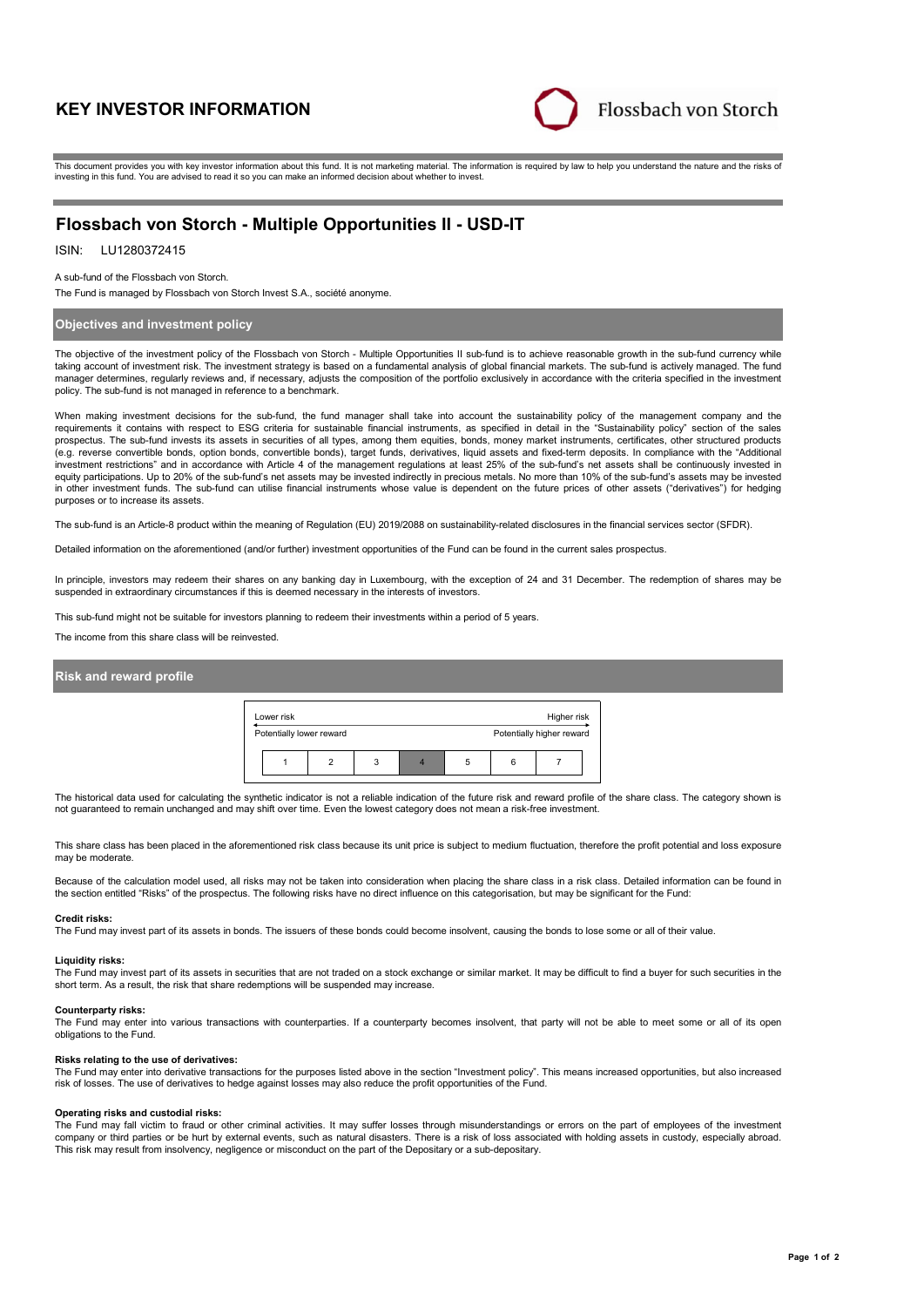# KEY INVESTOR INFORMATION

Flossbach von Storch

This document provides you with key investor information about this fund. It is not marketing material. The information is required by law to help you understand the nature and the risks of investing in this fund. You are advised to read it so you can make an informed decision about whether to invest.

## Flossbach von Storch - Multiple Opportunities II - USD-IT

ISIN: LU1280372415

A sub-fund of the Flossbach von Storch.

The Fund is managed by Flossbach von Storch Invest S.A., société anonyme.

### Objectives and investment policy

The objective of the investment policy of the Flossbach von Storch - Multiple Opportunities II sub-fund is to achieve reasonable growth in the sub-fund currency while taking account of investment risk. The investment strategy is based on a fundamental analysis of global financial markets. The sub-fund is actively managed. The fund manager determines, regularly reviews and, if necessary, adjusts the composition of the portfolio exclusively in accordance with the criteria specified in the investment policy. The sub-fund is not managed in reference to a benchmark.

When making investment decisions for the sub-fund, the fund manager shall take into account the sustainability policy of the management company and the requirements it contains with respect to ESG criteria for sustainable financial instruments, as specified in detail in the "Sustainability policy" section of the sales prospectus. The sub-fund invests its assets in securities of all types, among them equities, bonds, money market instruments, certificates, other structured products (e.g. reverse convertible bonds, option bonds, convertible bonds), target funds, derivatives, liquid assets and fixed-term deposits. In compliance with the "Additional investment restrictions" and in accordance with Article 4 of the management regulations at least 25% of the sub-fund's net assets shall be continuously invested in equity participations. Up to 20% of the sub-fund's net assets may be invested indirectly in precious metals. No more than 10% of the sub-fund's assets may be invested in other investment funds. The sub-fund can utilise financial instruments whose value is dependent on the future prices of other assets ("derivatives") for hedging purposes or to increase its assets.

The sub-fund is an Article-8 product within the meaning of Regulation (EU) 2019/2088 on sustainability-related disclosures in the financial services sector (SFDR).

Detailed information on the aforementioned (and/or further) investment opportunities of the Fund can be found in the current sales prospectus.

In principle, investors may redeem their shares on any banking day in Luxembourg, with the exception of 24 and 31 December. The redemption of shares may be suspended in extraordinary circumstances if this is deemed necessary in the interests of investors.

This sub-fund might not be suitable for investors planning to redeem their investments within a period of 5 years.

The income from this share class will be reinvested.

### Risk and reward profile

| Lower risk | | | | | | Higher risk |
|---|---|---|---|---|---|---|
| Potentially lower reward | | | | | | Potentially higher reward |
| 1 | 2 | 3 | **4** | 5 | 6 | 7 |

The historical data used for calculating the synthetic indicator is not a reliable indication of the future risk and reward profile of the share class. The category shown is not guaranteed to remain unchanged and may shift over time. Even the lowest category does not mean a risk-free investment.

This share class has been placed in the aforementioned risk class because its unit price is subject to medium fluctuation, therefore the profit potential and loss exposure may be moderate.

Because of the calculation model used, all risks may not be taken into consideration when placing the share class in a risk class. Detailed information can be found in the section entitled "Risks" of the prospectus. The following risks have no direct influence on this categorisation, but may be significant for the Fund:

**Credit risks:**
The Fund may invest part of its assets in bonds. The issuers of these bonds could become insolvent, causing the bonds to lose some or all of their value.

**Liquidity risks:**
The Fund may invest part of its assets in securities that are not traded on a stock exchange or similar market. It may be difficult to find a buyer for such securities in the short term. As a result, the risk that share redemptions will be suspended may increase.

**Counterparty risks:**
The Fund may enter into various transactions with counterparties. If a counterparty becomes insolvent, that party will not be able to meet some or all of its open obligations to the Fund.

**Risks relating to the use of derivatives:**
The Fund may enter into derivative transactions for the purposes listed above in the section "Investment policy". This means increased opportunities, but also increased risk of losses. The use of derivatives to hedge against losses may also reduce the profit opportunities of the Fund.

**Operating risks and custodial risks:**
The Fund may fall victim to fraud or other criminal activities. It may suffer losses through misunderstandings or errors on the part of employees of the investment company or third parties or be hurt by external events, such as natural disasters. There is a risk of loss associated with holding assets in custody, especially abroad. This risk may result from insolvency, negligence or misconduct on the part of the Depositary or a sub-depositary.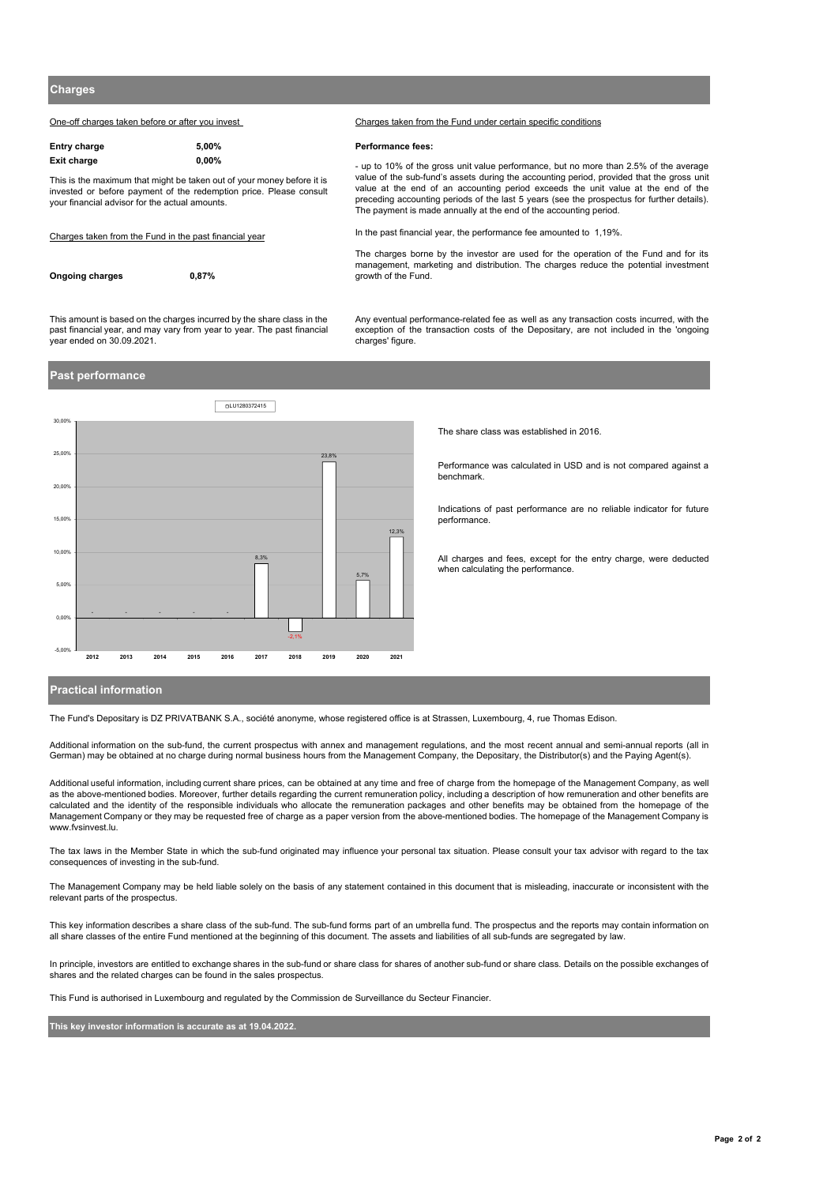## Charges

One-off charges taken before or after you invest

| | |
|---|---|
| **Entry charge** | **5,00%** |
| **Exit charge** | **0,00%** |

This is the maximum that might be taken out of your money before it is invested or before payment of the redemption price. Please consult your financial advisor for the actual amounts.

Charges taken from the Fund in the past financial year

| | |
|---|---|
| **Ongoing charges** | **0,87%** |

This amount is based on the charges incurred by the share class in the past financial year, and may vary from year to year. The past financial year ended on 30.09.2021.

Charges taken from the Fund under certain specific conditions

**Performance fees:**

- up to 10% of the gross unit value performance, but no more than 2.5% of the average value of the sub-fund's assets during the accounting period, provided that the gross unit value at the end of an accounting period exceeds the unit value at the end of the preceding accounting periods of the last 5 years (see the prospectus for further details). The payment is made annually at the end of the accounting period.

In the past financial year, the performance fee amounted to 1,19%.

The charges borne by the investor are used for the operation of the Fund and for its management, marketing and distribution. The charges reduce the potential investment growth of the Fund.

Any eventual performance-related fee as well as any transaction costs incurred, with the exception of the transaction costs of the Depositary, are not included in the 'ongoing charges' figure.

## Past performance

LU1280372415

30,00%
25,00%
20,00%
15,00%
10,00%
5,00%
0,00%
-5,00%

2012 2013 2014 2015 2016 2017 2018 2019 2020 2021

- - - - - 8,3% -2,1% 23,8% 5,7% 12,3%

The share class was established in 2016.

Performance was calculated in USD and is not compared against a benchmark.

Indications of past performance are no reliable indicator for future performance.

All charges and fees, except for the entry charge, were deducted when calculating the performance.

## Practical information

The Fund's Depositary is DZ PRIVATBANK S.A., société anonyme, whose registered office is at Strassen, Luxembourg, 4, rue Thomas Edison.

Additional information on the sub-fund, the current prospectus with annex and management regulations, and the most recent annual and semi-annual reports (all in German) may be obtained at no charge during normal business hours from the Management Company, the Depositary, the Distributor(s) and the Paying Agent(s).

Additional useful information, including current share prices, can be obtained at any time and free of charge from the homepage of the Management Company, as well as the above-mentioned bodies. Moreover, further details regarding the current remuneration policy, including a description of how remuneration and other benefits are calculated and the identity of the responsible individuals who allocate the remuneration packages and other benefits may be obtained from the homepage of the Management Company or they may be requested free of charge as a paper version from the above-mentioned bodies. The homepage of the Management Company is www.fvsinvest.lu.

The tax laws in the Member State in which the sub-fund originated may influence your personal tax situation. Please consult your tax advisor with regard to the tax consequences of investing in the sub-fund.

The Management Company may be held liable solely on the basis of any statement contained in this document that is misleading, inaccurate or inconsistent with the relevant parts of the prospectus.

This key information describes a share class of the sub-fund. The sub-fund forms part of an umbrella fund. The prospectus and the reports may contain information on all share classes of the entire Fund mentioned at the beginning of this document. The assets and liabilities of all sub-funds are segregated by law.

In principle, investors are entitled to exchange shares in the sub-fund or share class for shares of another sub-fund or share class. Details on the possible exchanges of shares and the related charges can be found in the sales prospectus.

This Fund is authorised in Luxembourg and regulated by the Commission de Surveillance du Secteur Financier.

**This key investor information is accurate as at 19.04.2022.**